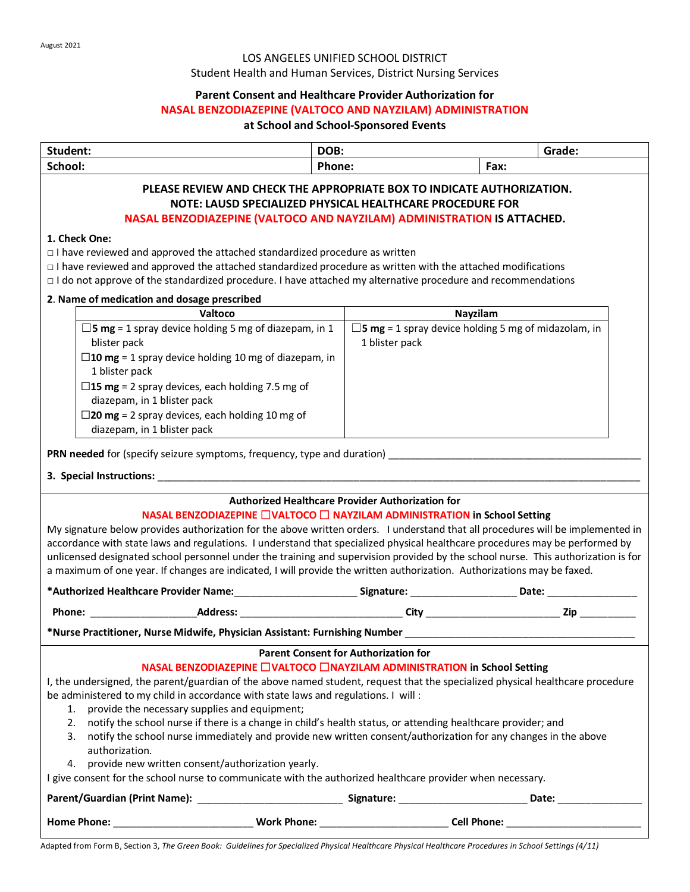August 2021

LOS ANGELES UNIFIED SCHOOL DISTRICT
Student Health and Human Services, District Nursing Services

## Parent Consent and Healthcare Provider Authorization for NASAL BENZODIAZEPINE (VALTOCO AND NAYZILAM) ADMINISTRATION at School and School-Sponsored Events

| Student: | DOB: | Grade: |
|---|---|---|
| School: | Phone: | Fax: |

**PLEASE REVIEW AND CHECK THE APPROPRIATE BOX TO INDICATE AUTHORIZATION.**
**NOTE: LAUSD SPECIALIZED PHYSICAL HEALTHCARE PROCEDURE FOR NASAL BENZODIAZEPINE (VALTOCO AND NAYZILAM) ADMINISTRATION IS ATTACHED.**

**1. Check One:**

□ I have reviewed and approved the attached standardized procedure as written
□ I have reviewed and approved the attached standardized procedure as written with the attached modifications
□ I do not approve of the standardized procedure. I have attached my alternative procedure and recommendations

**2. Name of medication and dosage prescribed**

| Valtoco | Nayzilam |
|---|---|
| ☐**5 mg** = 1 spray device holding 5 mg of diazepam, in 1 blister pack<br>☐**10 mg** = 1 spray device holding 10 mg of diazepam, in 1 blister pack<br>☐**15 mg** = 2 spray devices, each holding 7.5 mg of diazepam, in 1 blister pack<br>☐**20 mg** = 2 spray devices, each holding 10 mg of diazepam, in 1 blister pack | ☐**5 mg** = 1 spray device holding 5 mg of midazolam, in 1 blister pack |

**PRN needed** for (specify seizure symptoms, frequency, type and duration) ______________________________________________

**3. Special Instructions:** ______________________________________________________________________________________

### Authorized Healthcare Provider Authorization for NASAL BENZODIAZEPINE ☐VALTOCO ☐ NAYZILAM ADMINISTRATION in School Setting

My signature below provides authorization for the above written orders. I understand that all procedures will be implemented in accordance with state laws and regulations. I understand that specialized physical healthcare procedures may be performed by unlicensed designated school personnel under the training and supervision provided by the school nurse. This authorization is for a maximum of one year. If changes are indicated, I will provide the written authorization. Authorizations may be faxed.

**\*Authorized Healthcare Provider Name:**______________________ **Signature:** ___________________ **Date:** ________________

**Phone:** ___________________**Address:** ____________________________ **City** ________________________ **Zip** __________

**\*Nurse Practitioner, Nurse Midwife, Physician Assistant: Furnishing Number** ________________________________________

### Parent Consent for Authorization for NASAL BENZODIAZEPINE ☐VALTOCO ☐NAYZILAM ADMINISTRATION in School Setting

I, the undersigned, the parent/guardian of the above named student, request that the specialized physical healthcare procedure be administered to my child in accordance with state laws and regulations. I will :

1. provide the necessary supplies and equipment;
2. notify the school nurse if there is a change in child's health status, or attending healthcare provider; and
3. notify the school nurse immediately and provide new written consent/authorization for any changes in the above authorization.
4. provide new written consent/authorization yearly.

I give consent for the school nurse to communicate with the authorized healthcare provider when necessary.

**Parent/Guardian (Print Name):** _________________________ **Signature:** _______________________ **Date:** _______________

**Home Phone:** ________________________ **Work Phone:** ______________________ **Cell Phone:** ________________________

Adapted from Form B, Section 3, *The Green Book: Guidelines for Specialized Physical Healthcare Physical Healthcare Procedures in School Settings (4/11)*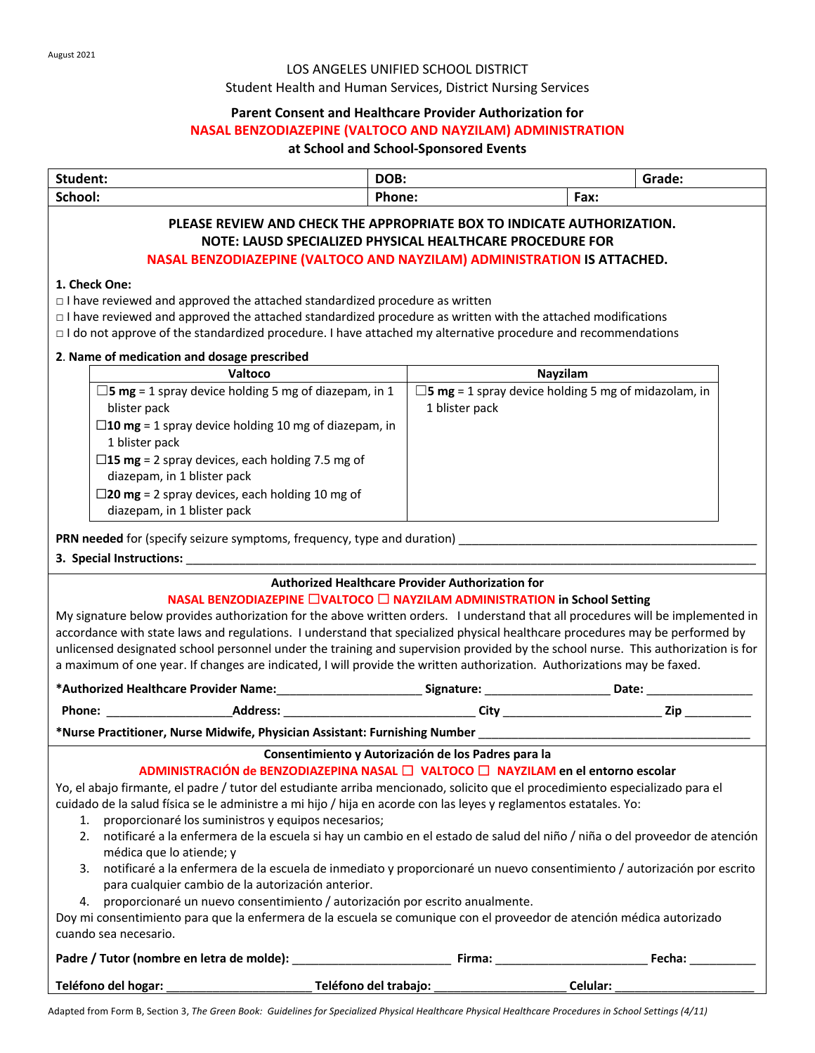August 2021

LOS ANGELES UNIFIED SCHOOL DISTRICT
Student Health and Human Services, District Nursing Services

**Parent Consent and Healthcare Provider Authorization for**
**NASAL BENZODIAZEPINE (VALTOCO AND NAYZILAM) ADMINISTRATION**
**at School and School-Sponsored Events**

| | | | |
|---|---|---|---|
| **Student:** | **DOB:** | | **Grade:** |
| **School:** | **Phone:** | **Fax:** | |

**PLEASE REVIEW AND CHECK THE APPROPRIATE BOX TO INDICATE AUTHORIZATION.**
**NOTE: LAUSD SPECIALIZED PHYSICAL HEALTHCARE PROCEDURE FOR**
**NASAL BENZODIAZEPINE (VALTOCO AND NAYZILAM) ADMINISTRATION IS ATTACHED.**

**1. Check One:**

□ I have reviewed and approved the attached standardized procedure as written
□ I have reviewed and approved the attached standardized procedure as written with the attached modifications
□ I do not approve of the standardized procedure. I have attached my alternative procedure and recommendations

**2. Name of medication and dosage prescribed**

| Valtoco | Nayzilam |
|---|---|
| ☐**5 mg** = 1 spray device holding 5 mg of diazepam, in 1 blister pack<br>☐**10 mg** = 1 spray device holding 10 mg of diazepam, in 1 blister pack<br>☐**15 mg** = 2 spray devices, each holding 7.5 mg of diazepam, in 1 blister pack<br>☐**20 mg** = 2 spray devices, each holding 10 mg of diazepam, in 1 blister pack | ☐**5 mg** = 1 spray device holding 5 mg of midazolam, in 1 blister pack |

**PRN needed** for (specify seizure symptoms, frequency, type and duration) ____________________________________________

**3. Special Instructions:** ________________________________________________________________________________

**Authorized Healthcare Provider Authorization for**
**NASAL BENZODIAZEPINE ☐VALTOCO ☐ NAYZILAM ADMINISTRATION in School Setting**

My signature below provides authorization for the above written orders. I understand that all procedures will be implemented in accordance with state laws and regulations. I understand that specialized physical healthcare procedures may be performed by unlicensed designated school personnel under the training and supervision provided by the school nurse. This authorization is for a maximum of one year. If changes are indicated, I will provide the written authorization. Authorizations may be faxed.

**\*Authorized Healthcare Provider Name:**______________________ **Signature:** ___________________ **Date:** ________________

**Phone:** __________________**Address:** ______________________________ **City** ________________________ **Zip** __________

**\*Nurse Practitioner, Nurse Midwife, Physician Assistant: Furnishing Number** __________________________________________

**Consentimiento y Autorización de los Padres para la**
**ADMINISTRACIÓN de BENZODIAZEPINA NASAL ☐ VALTOCO ☐ NAYZILAM en el entorno escolar**

Yo, el abajo firmante, el padre / tutor del estudiante arriba mencionado, solicito que el procedimiento especializado para el cuidado de la salud física se le administre a mi hijo / hija en acorde con las leyes y reglamentos estatales. Yo:

1. proporcionaré los suministros y equipos necesarios;
2. notificaré a la enfermera de la escuela si hay un cambio en el estado de salud del niño / niña o del proveedor de atención médica que lo atiende; y
3. notificaré a la enfermera de la escuela de inmediato y proporcionaré un nuevo consentimiento / autorización por escrito para cualquier cambio de la autorización anterior.
4. proporcionaré un nuevo consentimiento / autorización por escrito anualmente.

Doy mi consentimiento para que la enfermera de la escuela se comunique con el proveedor de atención médica autorizado cuando sea necesario.

**Padre / Tutor (nombre en letra de molde):** ________________________ **Firma:** _______________________ **Fecha:** __________

**Teléfono del hogar:** ______________________ **Teléfono del trabajo:** ____________________ **Celular:** _____________________

Adapted from Form B, Section 3, *The Green Book: Guidelines for Specialized Physical Healthcare Physical Healthcare Procedures in School Settings (4/11)*